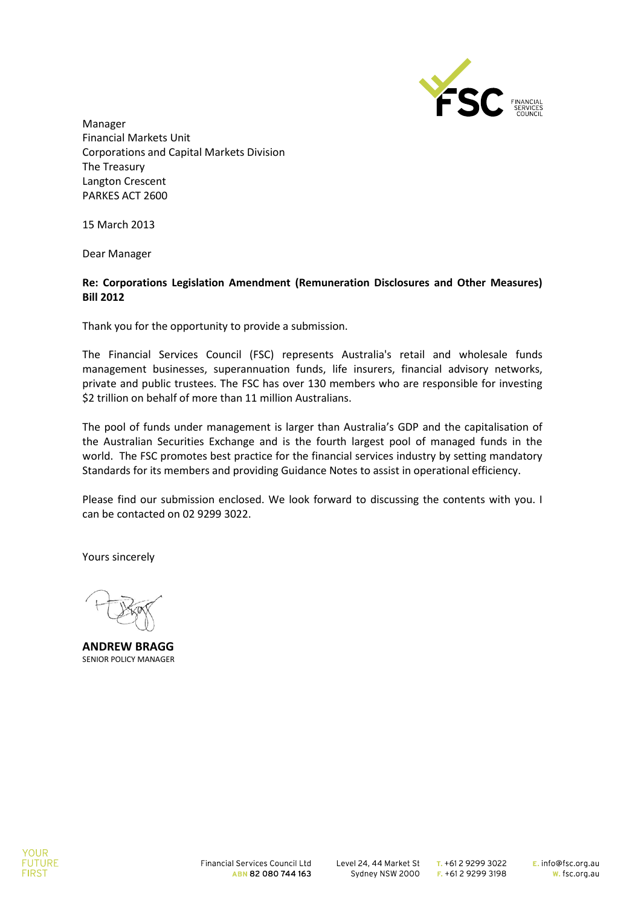Manager
Financial Markets Unit
Corporations and Capital Markets Division
The Treasury
Langton Crescent
PARKES ACT 2600

15 March 2013

Dear Manager

**Re: Corporations Legislation Amendment (Remuneration Disclosures and Other Measures) Bill 2012**

Thank you for the opportunity to provide a submission.

The Financial Services Council (FSC) represents Australia's retail and wholesale funds management businesses, superannuation funds, life insurers, financial advisory networks, private and public trustees. The FSC has over 130 members who are responsible for investing $2 trillion on behalf of more than 11 million Australians.

The pool of funds under management is larger than Australia's GDP and the capitalisation of the Australian Securities Exchange and is the fourth largest pool of managed funds in the world. The FSC promotes best practice for the financial services industry by setting mandatory Standards for its members and providing Guidance Notes to assist in operational efficiency.

Please find our submission enclosed. We look forward to discussing the contents with you. I can be contacted on 02 9299 3022.

Yours sincerely

**ANDREW BRAGG**
SENIOR POLICY MANAGER

Financial Services Council Ltd ABN 82 080 744 163 | Level 24, 44 Market St Sydney NSW 2000 | T. +61 2 9299 3022 F. +61 2 9299 3198 | E. info@fsc.org.au W. fsc.org.au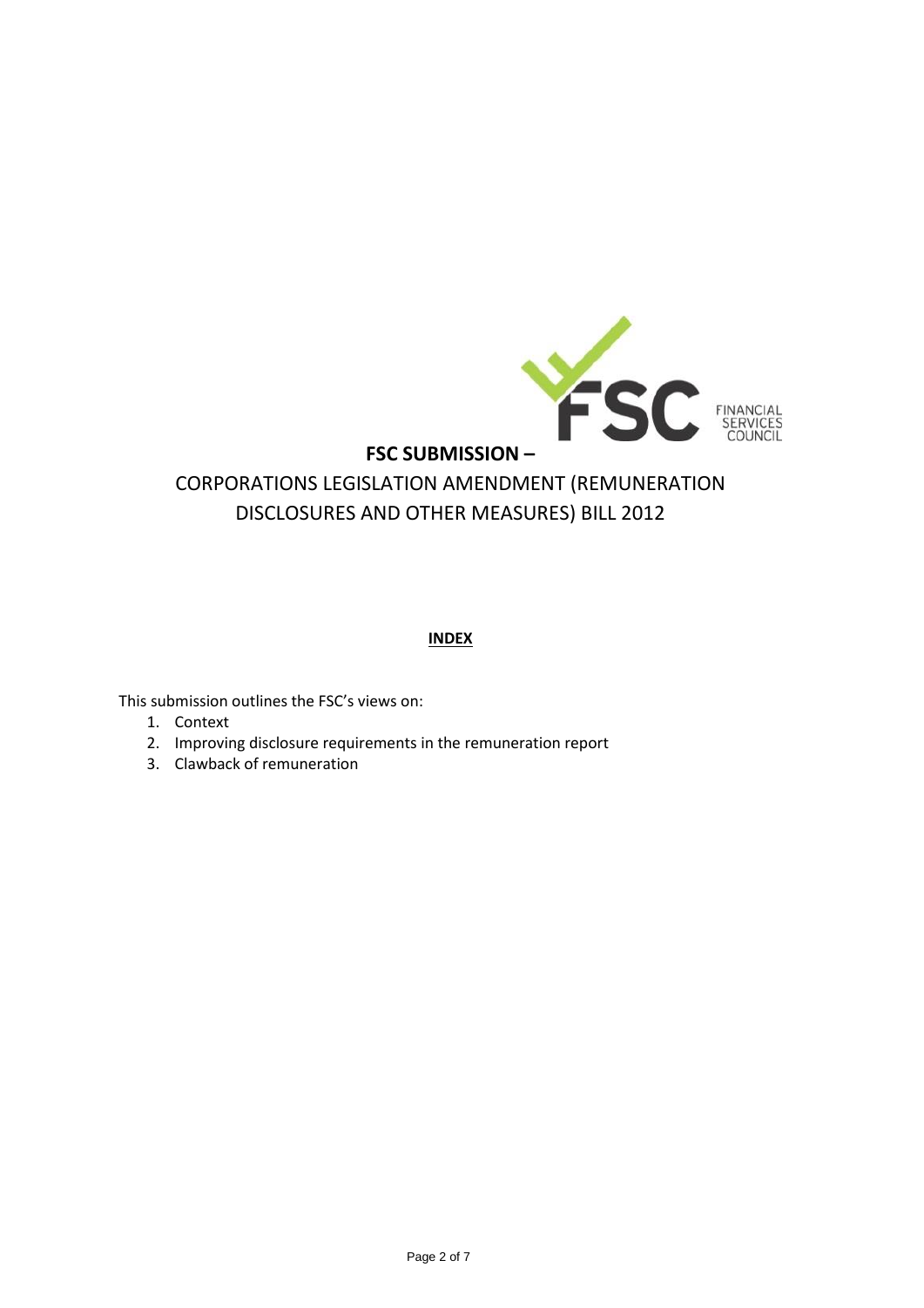# FSC SUBMISSION –

## CORPORATIONS LEGISLATION AMENDMENT (REMUNERATION DISCLOSURES AND OTHER MEASURES) BILL 2012

**INDEX**

This submission outlines the FSC's views on:

1. Context
2. Improving disclosure requirements in the remuneration report
3. Clawback of remuneration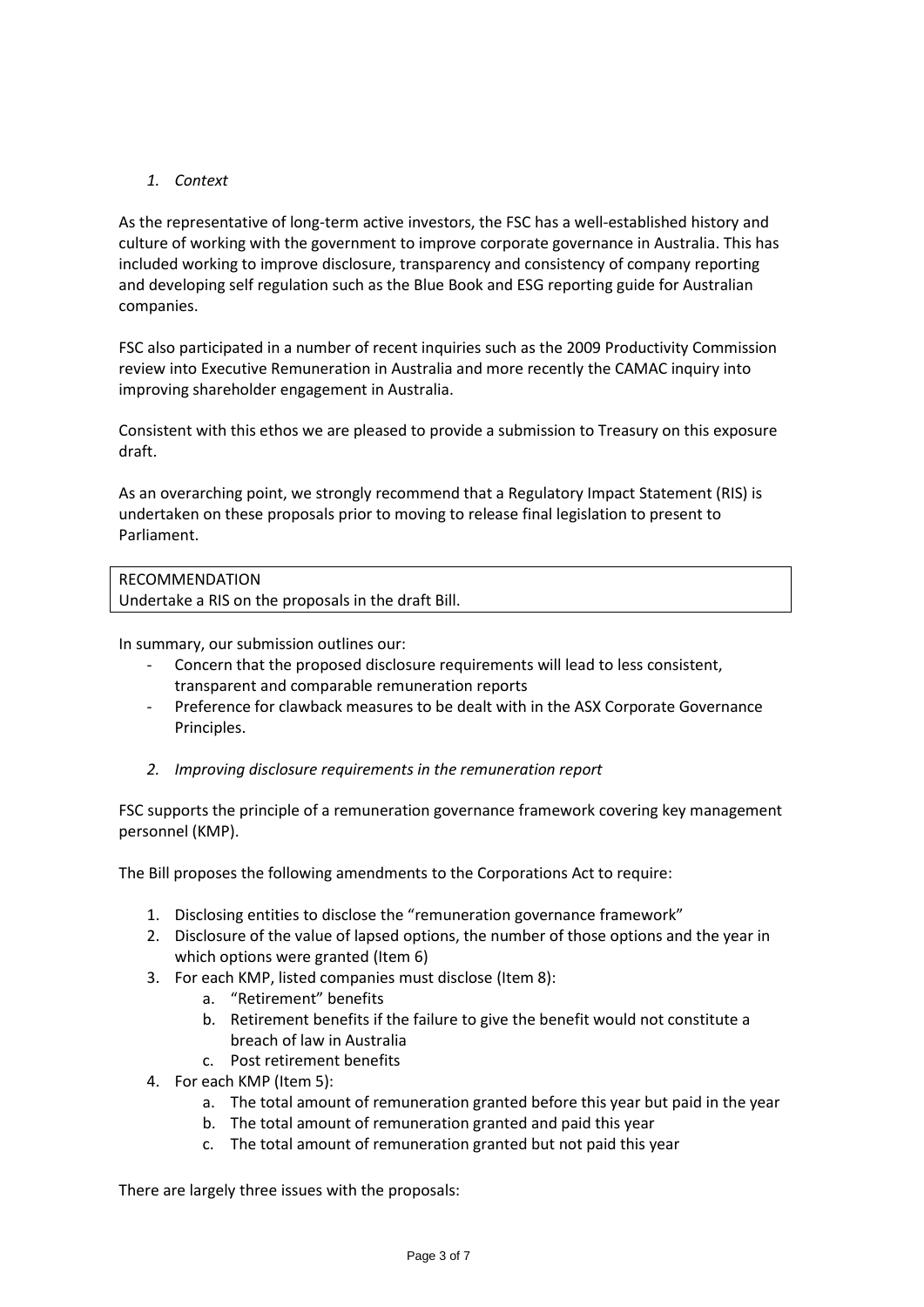*1. Context*

As the representative of long-term active investors, the FSC has a well-established history and culture of working with the government to improve corporate governance in Australia. This has included working to improve disclosure, transparency and consistency of company reporting and developing self regulation such as the Blue Book and ESG reporting guide for Australian companies.

FSC also participated in a number of recent inquiries such as the 2009 Productivity Commission review into Executive Remuneration in Australia and more recently the CAMAC inquiry into improving shareholder engagement in Australia.

Consistent with this ethos we are pleased to provide a submission to Treasury on this exposure draft.

As an overarching point, we strongly recommend that a Regulatory Impact Statement (RIS) is undertaken on these proposals prior to moving to release final legislation to present to Parliament.

| RECOMMENDATION |
|---|
| Undertake a RIS on the proposals in the draft Bill. |

In summary, our submission outlines our:

- Concern that the proposed disclosure requirements will lead to less consistent, transparent and comparable remuneration reports
- Preference for clawback measures to be dealt with in the ASX Corporate Governance Principles.

*2. Improving disclosure requirements in the remuneration report*

FSC supports the principle of a remuneration governance framework covering key management personnel (KMP).

The Bill proposes the following amendments to the Corporations Act to require:

1. Disclosing entities to disclose the "remuneration governance framework"
2. Disclosure of the value of lapsed options, the number of those options and the year in which options were granted (Item 6)
3. For each KMP, listed companies must disclose (Item 8):
   a. "Retirement" benefits
   b. Retirement benefits if the failure to give the benefit would not constitute a breach of law in Australia
   c. Post retirement benefits
4. For each KMP (Item 5):
   a. The total amount of remuneration granted before this year but paid in the year
   b. The total amount of remuneration granted and paid this year
   c. The total amount of remuneration granted but not paid this year

There are largely three issues with the proposals: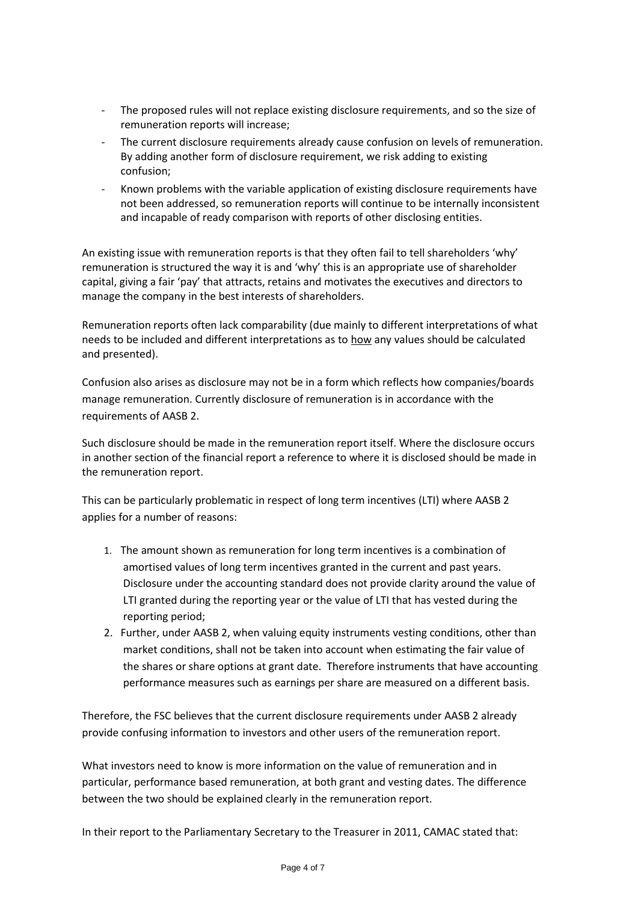- The proposed rules will not replace existing disclosure requirements, and so the size of remuneration reports will increase;
- The current disclosure requirements already cause confusion on levels of remuneration. By adding another form of disclosure requirement, we risk adding to existing confusion;
- Known problems with the variable application of existing disclosure requirements have not been addressed, so remuneration reports will continue to be internally inconsistent and incapable of ready comparison with reports of other disclosing entities.

An existing issue with remuneration reports is that they often fail to tell shareholders 'why' remuneration is structured the way it is and 'why' this is an appropriate use of shareholder capital, giving a fair 'pay' that attracts, retains and motivates the executives and directors to manage the company in the best interests of shareholders.

Remuneration reports often lack comparability (due mainly to different interpretations of what needs to be included and different interpretations as to <u>how</u> any values should be calculated and presented).

Confusion also arises as disclosure may not be in a form which reflects how companies/boards manage remuneration. Currently disclosure of remuneration is in accordance with the requirements of AASB 2.

Such disclosure should be made in the remuneration report itself. Where the disclosure occurs in another section of the financial report a reference to where it is disclosed should be made in the remuneration report.

This can be particularly problematic in respect of long term incentives (LTI) where AASB 2 applies for a number of reasons:

1. The amount shown as remuneration for long term incentives is a combination of amortised values of long term incentives granted in the current and past years. Disclosure under the accounting standard does not provide clarity around the value of LTI granted during the reporting year or the value of LTI that has vested during the reporting period;
2. Further, under AASB 2, when valuing equity instruments vesting conditions, other than market conditions, shall not be taken into account when estimating the fair value of the shares or share options at grant date. Therefore instruments that have accounting performance measures such as earnings per share are measured on a different basis.

Therefore, the FSC believes that the current disclosure requirements under AASB 2 already provide confusing information to investors and other users of the remuneration report.

What investors need to know is more information on the value of remuneration and in particular, performance based remuneration, at both grant and vesting dates. The difference between the two should be explained clearly in the remuneration report.

In their report to the Parliamentary Secretary to the Treasurer in 2011, CAMAC stated that: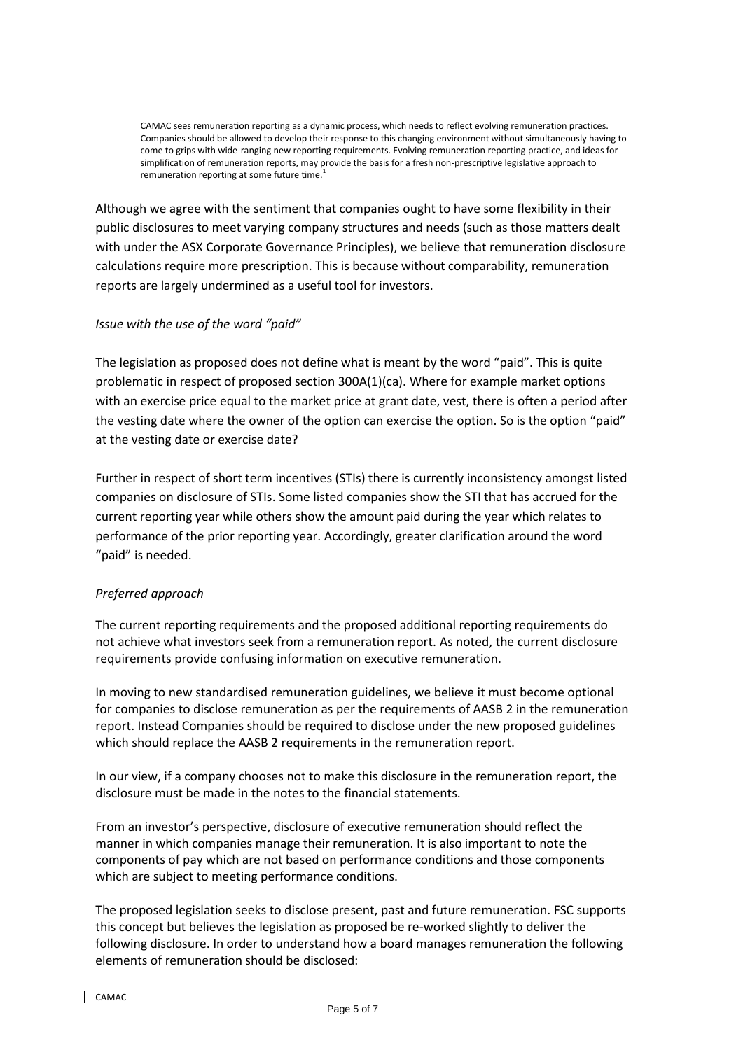> CAMAC sees remuneration reporting as a dynamic process, which needs to reflect evolving remuneration practices. Companies should be allowed to develop their response to this changing environment without simultaneously having to come to grips with wide-ranging new reporting requirements. Evolving remuneration reporting practice, and ideas for simplification of remuneration reports, may provide the basis for a fresh non-prescriptive legislative approach to remuneration reporting at some future time.[1]

Although we agree with the sentiment that companies ought to have some flexibility in their public disclosures to meet varying company structures and needs (such as those matters dealt with under the ASX Corporate Governance Principles), we believe that remuneration disclosure calculations require more prescription. This is because without comparability, remuneration reports are largely undermined as a useful tool for investors.

*Issue with the use of the word "paid"*

The legislation as proposed does not define what is meant by the word "paid". This is quite problematic in respect of proposed section 300A(1)(ca). Where for example market options with an exercise price equal to the market price at grant date, vest, there is often a period after the vesting date where the owner of the option can exercise the option. So is the option "paid" at the vesting date or exercise date?

Further in respect of short term incentives (STIs) there is currently inconsistency amongst listed companies on disclosure of STIs. Some listed companies show the STI that has accrued for the current reporting year while others show the amount paid during the year which relates to performance of the prior reporting year. Accordingly, greater clarification around the word "paid" is needed.

*Preferred approach*

The current reporting requirements and the proposed additional reporting requirements do not achieve what investors seek from a remuneration report. As noted, the current disclosure requirements provide confusing information on executive remuneration.

In moving to new standardised remuneration guidelines, we believe it must become optional for companies to disclose remuneration as per the requirements of AASB 2 in the remuneration report. Instead Companies should be required to disclose under the new proposed guidelines which should replace the AASB 2 requirements in the remuneration report.

In our view, if a company chooses not to make this disclosure in the remuneration report, the disclosure must be made in the notes to the financial statements.

From an investor's perspective, disclosure of executive remuneration should reflect the manner in which companies manage their remuneration. It is also important to note the components of pay which are not based on performance conditions and those components which are subject to meeting performance conditions.

The proposed legislation seeks to disclose present, past and future remuneration. FSC supports this concept but believes the legislation as proposed be re-worked slightly to deliver the following disclosure. In order to understand how a board manages remuneration the following elements of remuneration should be disclosed:

---

[1] CAMAC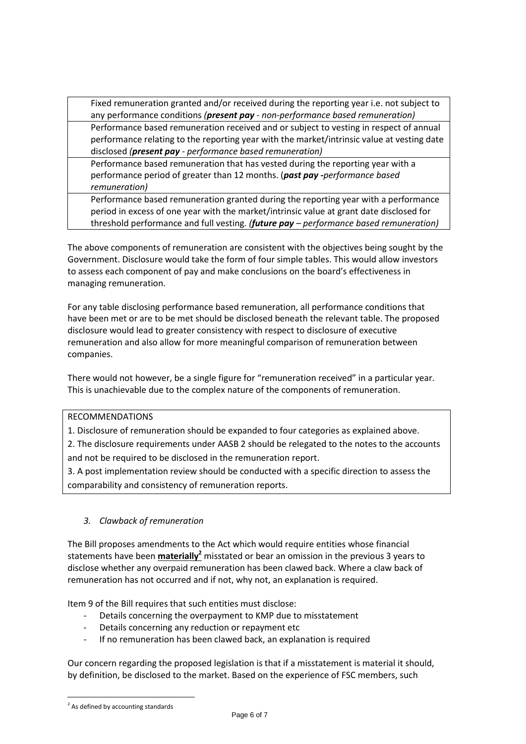| |
|---|
| Fixed remuneration granted and/or received during the reporting year i.e. not subject to any performance conditions *(**present pay** - non-performance based remuneration)* |
| Performance based remuneration received and or subject to vesting in respect of annual performance relating to the reporting year with the market/intrinsic value at vesting date disclosed *(**present pay** - performance based remuneration)* |
| Performance based remuneration that has vested during the reporting year with a performance period of greater than 12 months. (***past pay** -performance based remuneration)* |
| Performance based remuneration granted during the reporting year with a performance period in excess of one year with the market/intrinsic value at grant date disclosed for threshold performance and full vesting. *(**future pay** – performance based remuneration)* |

The above components of remuneration are consistent with the objectives being sought by the Government. Disclosure would take the form of four simple tables. This would allow investors to assess each component of pay and make conclusions on the board's effectiveness in managing remuneration.

For any table disclosing performance based remuneration, all performance conditions that have been met or are to be met should be disclosed beneath the relevant table. The proposed disclosure would lead to greater consistency with respect to disclosure of executive remuneration and also allow for more meaningful comparison of remuneration between companies.

There would not however, be a single figure for "remuneration received" in a particular year. This is unachievable due to the complex nature of the components of remuneration.

| RECOMMENDATIONS |
|---|
| 1. Disclosure of remuneration should be expanded to four categories as explained above. |
| 2. The disclosure requirements under AASB 2 should be relegated to the notes to the accounts and not be required to be disclosed in the remuneration report. |
| 3. A post implementation review should be conducted with a specific direction to assess the comparability and consistency of remuneration reports. |

### *3. Clawback of remuneration*

The Bill proposes amendments to the Act which would require entities whose financial statements have been **materially**[2] misstated or bear an omission in the previous 3 years to disclose whether any overpaid remuneration has been clawed back. Where a claw back of remuneration has not occurred and if not, why not, an explanation is required.

Item 9 of the Bill requires that such entities must disclose:

- Details concerning the overpayment to KMP due to misstatement
- Details concerning any reduction or repayment etc
- If no remuneration has been clawed back, an explanation is required

Our concern regarding the proposed legislation is that if a misstatement is material it should, by definition, be disclosed to the market. Based on the experience of FSC members, such

[2] As defined by accounting standards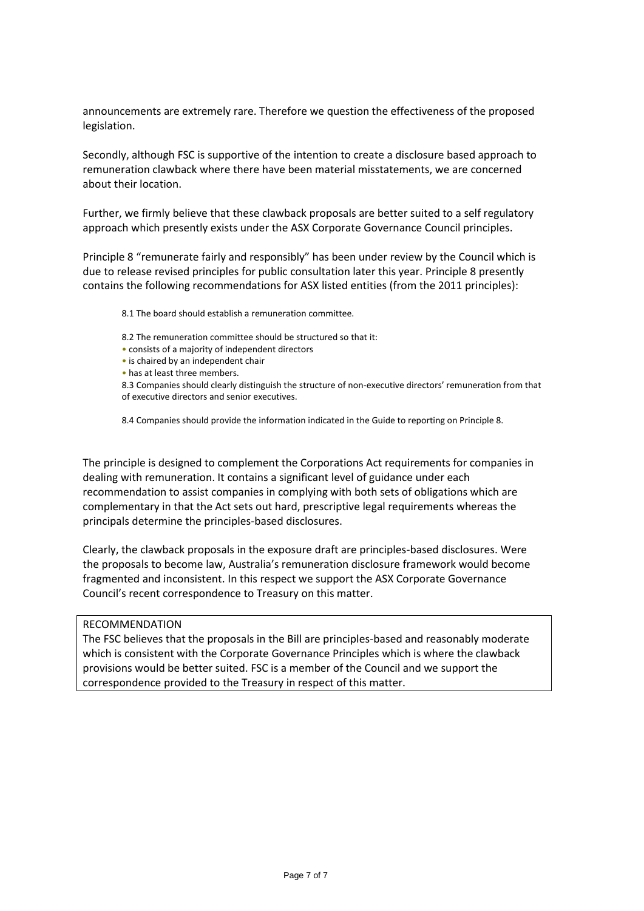announcements are extremely rare. Therefore we question the effectiveness of the proposed legislation.

Secondly, although FSC is supportive of the intention to create a disclosure based approach to remuneration clawback where there have been material misstatements, we are concerned about their location.

Further, we firmly believe that these clawback proposals are better suited to a self regulatory approach which presently exists under the ASX Corporate Governance Council principles.

Principle 8 "remunerate fairly and responsibly" has been under review by the Council which is due to release revised principles for public consultation later this year. Principle 8 presently contains the following recommendations for ASX listed entities (from the 2011 principles):

> 8.1 The board should establish a remuneration committee.
>
> 8.2 The remuneration committee should be structured so that it:
> - consists of a majority of independent directors
> - is chaired by an independent chair
> - has at least three members.
>
> 8.3 Companies should clearly distinguish the structure of non-executive directors' remuneration from that of executive directors and senior executives.
>
> 8.4 Companies should provide the information indicated in the Guide to reporting on Principle 8.

The principle is designed to complement the Corporations Act requirements for companies in dealing with remuneration. It contains a significant level of guidance under each recommendation to assist companies in complying with both sets of obligations which are complementary in that the Act sets out hard, prescriptive legal requirements whereas the principals determine the principles-based disclosures.

Clearly, the clawback proposals in the exposure draft are principles-based disclosures. Were the proposals to become law, Australia's remuneration disclosure framework would become fragmented and inconsistent. In this respect we support the ASX Corporate Governance Council's recent correspondence to Treasury on this matter.

RECOMMENDATION

The FSC believes that the proposals in the Bill are principles-based and reasonably moderate which is consistent with the Corporate Governance Principles which is where the clawback provisions would be better suited. FSC is a member of the Council and we support the correspondence provided to the Treasury in respect of this matter.